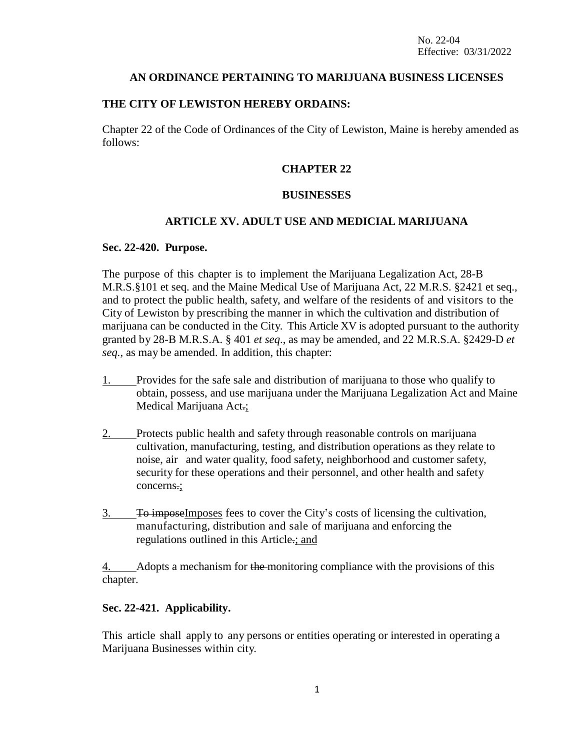No. 22-04
Effective: 03/31/2022

**AN ORDINANCE PERTAINING TO MARIJUANA BUSINESS LICENSES**

**THE CITY OF LEWISTON HEREBY ORDAINS:**

Chapter 22 of the Code of Ordinances of the City of Lewiston, Maine is hereby amended as follows:

**CHAPTER 22**

**BUSINESSES**

**ARTICLE XV. ADULT USE AND MEDICIAL MARIJUANA**

**Sec. 22-420. Purpose.**

The purpose of this chapter is to implement the Marijuana Legalization Act, 28-B M.R.S.§101 et seq. and the Maine Medical Use of Marijuana Act, 22 M.R.S. §2421 et seq., and to protect the public health, safety, and welfare of the residents of and visitors to the City of Lewiston by prescribing the manner in which the cultivation and distribution of marijuana can be conducted in the City. This Article XV is adopted pursuant to the authority granted by 28-B M.R.S.A. § 401 *et seq*., as may be amended, and 22 M.R.S.A. §2429-D *et seq.*, as may be amended. In addition, this chapter:

1. Provides for the safe sale and distribution of marijuana to those who qualify to obtain, possess, and use marijuana under the Marijuana Legalization Act and Maine Medical Marijuana Act.;

2. Protects public health and safety through reasonable controls on marijuana cultivation, manufacturing, testing, and distribution operations as they relate to noise, air and water quality, food safety, neighborhood and customer safety, security for these operations and their personnel, and other health and safety concerns.;

3. To imposeImposes fees to cover the City's costs of licensing the cultivation, manufacturing, distribution and sale of marijuana and enforcing the regulations outlined in this Article.; and

4. Adopts a mechanism for the monitoring compliance with the provisions of this chapter.

**Sec. 22-421. Applicability.**

This article shall apply to any persons or entities operating or interested in operating a Marijuana Businesses within city.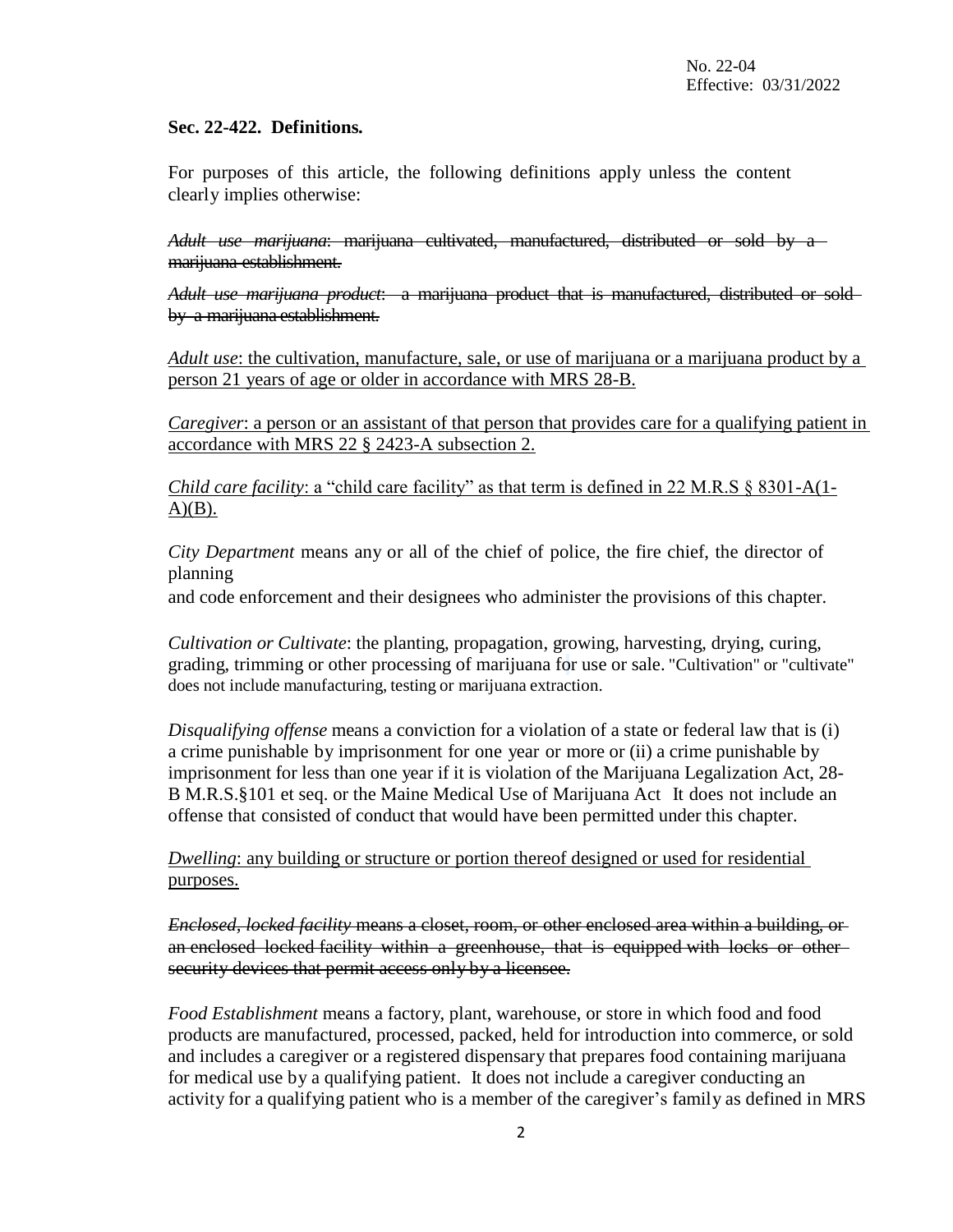No. 22-04
Effective: 03/31/2022

**Sec. 22-422. Definitions.**

For purposes of this article, the following definitions apply unless the content clearly implies otherwise:

~~*Adult use marijuana*: marijuana cultivated, manufactured, distributed or sold by a marijuana establishment.~~

~~*Adult use marijuana product*: a marijuana product that is manufactured, distributed or sold by a marijuana establishment.~~

<u>*Adult use*: the cultivation, manufacture, sale, or use of marijuana or a marijuana product by a person 21 years of age or older in accordance with MRS 28-B.</u>

<u>*Caregiver*: a person or an assistant of that person that provides care for a qualifying patient in accordance with MRS 22 § 2423-A subsection 2.</u>

<u>*Child care facility*: a "child care facility" as that term is defined in 22 M.R.S § 8301-A(1-A)(B).</u>

*City Department* means any or all of the chief of police, the fire chief, the director of planning
and code enforcement and their designees who administer the provisions of this chapter.

*Cultivation or Cultivate*: the planting, propagation, growing, harvesting, drying, curing, grading, trimming or other processing of marijuana for use or sale. "Cultivation" or "cultivate" does not include manufacturing, testing or marijuana extraction.

*Disqualifying offense* means a conviction for a violation of a state or federal law that is (i) a crime punishable by imprisonment for one year or more or (ii) a crime punishable by imprisonment for less than one year if it is violation of the Marijuana Legalization Act, 28-B M.R.S.§101 et seq. or the Maine Medical Use of Marijuana Act It does not include an offense that consisted of conduct that would have been permitted under this chapter.

<u>*Dwelling*: any building or structure or portion thereof designed or used for residential purposes.</u>

~~*Enclosed, locked facility* means a closet, room, or other enclosed area within a building, or an enclosed locked facility within a greenhouse, that is equipped with locks or other security devices that permit access only by a licensee.~~

*Food Establishment* means a factory, plant, warehouse, or store in which food and food products are manufactured, processed, packed, held for introduction into commerce, or sold and includes a caregiver or a registered dispensary that prepares food containing marijuana for medical use by a qualifying patient. It does not include a caregiver conducting an activity for a qualifying patient who is a member of the caregiver's family as defined in MRS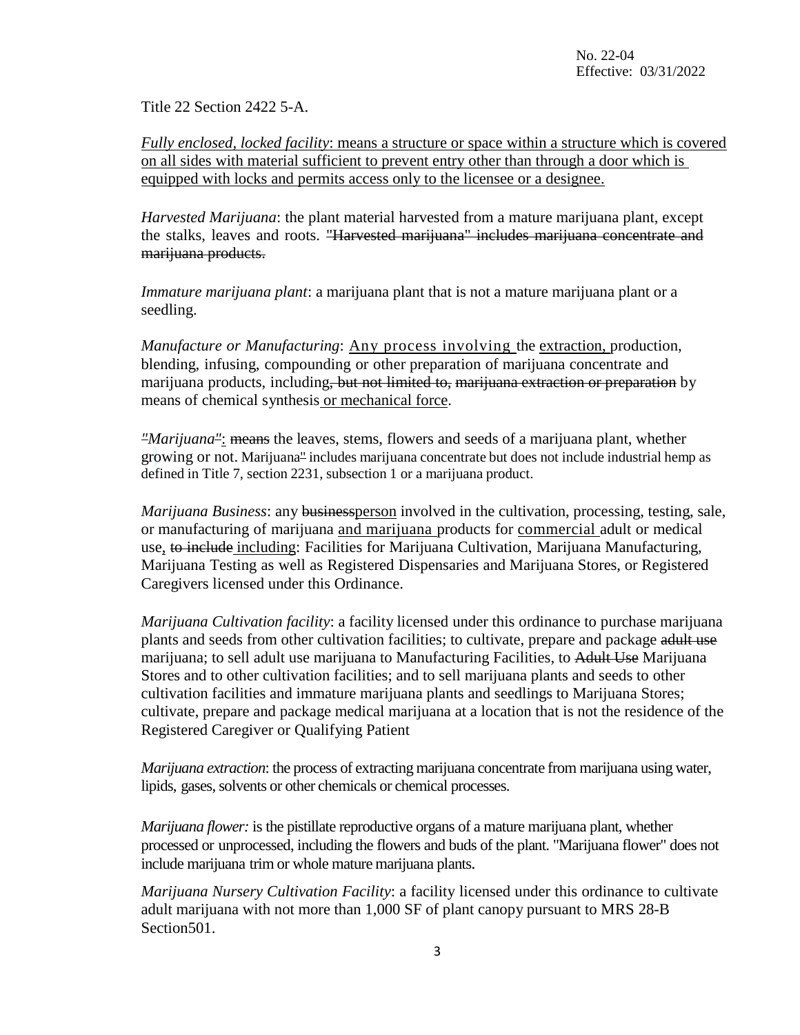Title 22 Section 2422 5-A.

<u>*Fully enclosed, locked facility*: means a structure or space within a structure which is covered on all sides with material sufficient to prevent entry other than through a door which is equipped with locks and permits access only to the licensee or a designee.</u>

*Harvested Marijuana*: the plant material harvested from a mature marijuana plant, except the stalks, leaves and roots. ~~"Harvested marijuana" includes marijuana concentrate and marijuana products.~~

*Immature marijuana plant*: a marijuana plant that is not a mature marijuana plant or a seedling.

*Manufacture or Manufacturing*: <u>Any process involving</u> the <u>extraction,</u> production, blending, infusing, compounding or other preparation of marijuana concentrate and marijuana products, including~~, but not limited to,~~ ~~marijuana extraction or preparation~~ by means of chemical synthesis <u>or mechanical force</u>.

~~"~~*Marijuana*~~"~~<u>:</u> ~~means~~ the leaves, stems, flowers and seeds of a marijuana plant, whether growing or not. Marijuana~~"~~ includes marijuana concentrate but does not include industrial hemp as defined in Title 7, section 2231, subsection 1 or a marijuana product.

*Marijuana Business*: any ~~business~~<u>person</u> involved in the cultivation, processing, testing, sale, or manufacturing of marijuana <u>and marijuana</u> products for <u>commercial</u> adult or medical use<u>,</u> ~~to include~~ <u>including</u>: Facilities for Marijuana Cultivation, Marijuana Manufacturing, Marijuana Testing as well as Registered Dispensaries and Marijuana Stores, or Registered Caregivers licensed under this Ordinance.

*Marijuana Cultivation facility*: a facility licensed under this ordinance to purchase marijuana plants and seeds from other cultivation facilities; to cultivate, prepare and package ~~adult use~~ marijuana; to sell adult use marijuana to Manufacturing Facilities, to ~~Adult Use~~ Marijuana Stores and to other cultivation facilities; and to sell marijuana plants and seeds to other cultivation facilities and immature marijuana plants and seedlings to Marijuana Stores; cultivate, prepare and package medical marijuana at a location that is not the residence of the Registered Caregiver or Qualifying Patient

*Marijuana extraction*: the process of extracting marijuana concentrate from marijuana using water, lipids, gases, solvents or other chemicals or chemical processes.

*Marijuana flower:* is the pistillate reproductive organs of a mature marijuana plant, whether processed or unprocessed, including the flowers and buds of the plant. "Marijuana flower" does not include marijuana trim or whole mature marijuana plants.

*Marijuana Nursery Cultivation Facility*: a facility licensed under this ordinance to cultivate adult marijuana with not more than 1,000 SF of plant canopy pursuant to MRS 28-B Section501.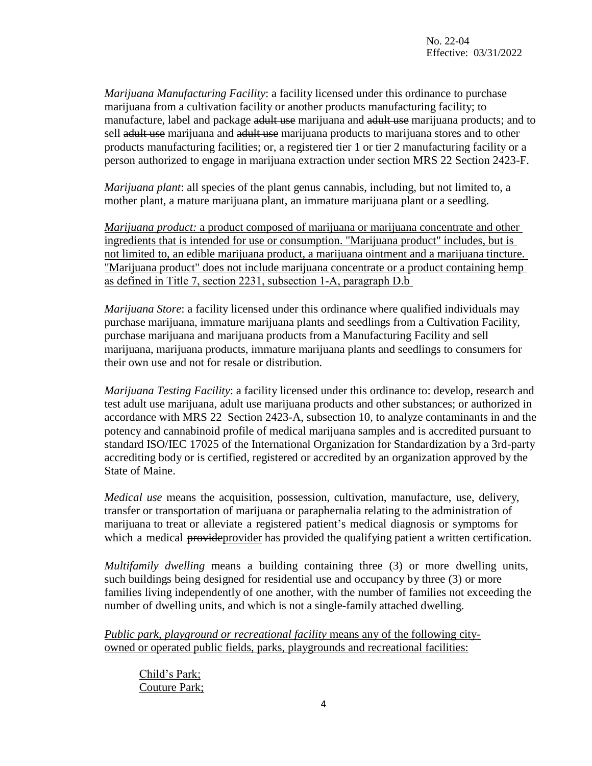*Marijuana Manufacturing Facility*: a facility licensed under this ordinance to purchase marijuana from a cultivation facility or another products manufacturing facility; to manufacture, label and package ~~adult use~~ marijuana and ~~adult use~~ marijuana products; and to sell ~~adult use~~ marijuana and ~~adult use~~ marijuana products to marijuana stores and to other products manufacturing facilities; or, a registered tier 1 or tier 2 manufacturing facility or a person authorized to engage in marijuana extraction under section MRS 22 Section 2423-F.

*Marijuana plant*: all species of the plant genus cannabis, including, but not limited to, a mother plant, a mature marijuana plant, an immature marijuana plant or a seedling.

<u>*Marijuana product:* a product composed of marijuana or marijuana concentrate and other ingredients that is intended for use or consumption. "Marijuana product" includes, but is not limited to, an edible marijuana product, a marijuana ointment and a marijuana tincture. "Marijuana product" does not include marijuana concentrate or a product containing hemp as defined in Title 7, section 2231, subsection 1-A, paragraph D.b</u>

*Marijuana Store*: a facility licensed under this ordinance where qualified individuals may purchase marijuana, immature marijuana plants and seedlings from a Cultivation Facility, purchase marijuana and marijuana products from a Manufacturing Facility and sell marijuana, marijuana products, immature marijuana plants and seedlings to consumers for their own use and not for resale or distribution.

*Marijuana Testing Facility*: a facility licensed under this ordinance to: develop, research and test adult use marijuana, adult use marijuana products and other substances; or authorized in accordance with MRS 22 Section 2423-A, subsection 10, to analyze contaminants in and the potency and cannabinoid profile of medical marijuana samples and is accredited pursuant to standard ISO/IEC 17025 of the International Organization for Standardization by a 3rd-party accrediting body or is certified, registered or accredited by an organization approved by the State of Maine.

*Medical use* means the acquisition, possession, cultivation, manufacture, use, delivery, transfer or transportation of marijuana or paraphernalia relating to the administration of marijuana to treat or alleviate a registered patient's medical diagnosis or symptoms for which a medical ~~provide~~<u>provider</u> has provided the qualifying patient a written certification.

*Multifamily dwelling* means a building containing three (3) or more dwelling units, such buildings being designed for residential use and occupancy by three (3) or more families living independently of one another, with the number of families not exceeding the number of dwelling units, and which is not a single-family attached dwelling.

<u>*Public park, playground or recreational facility* means any of the following city-owned or operated public fields, parks, playgrounds and recreational facilities:</u>

<u>Child's Park;</u>
<u>Couture Park;</u>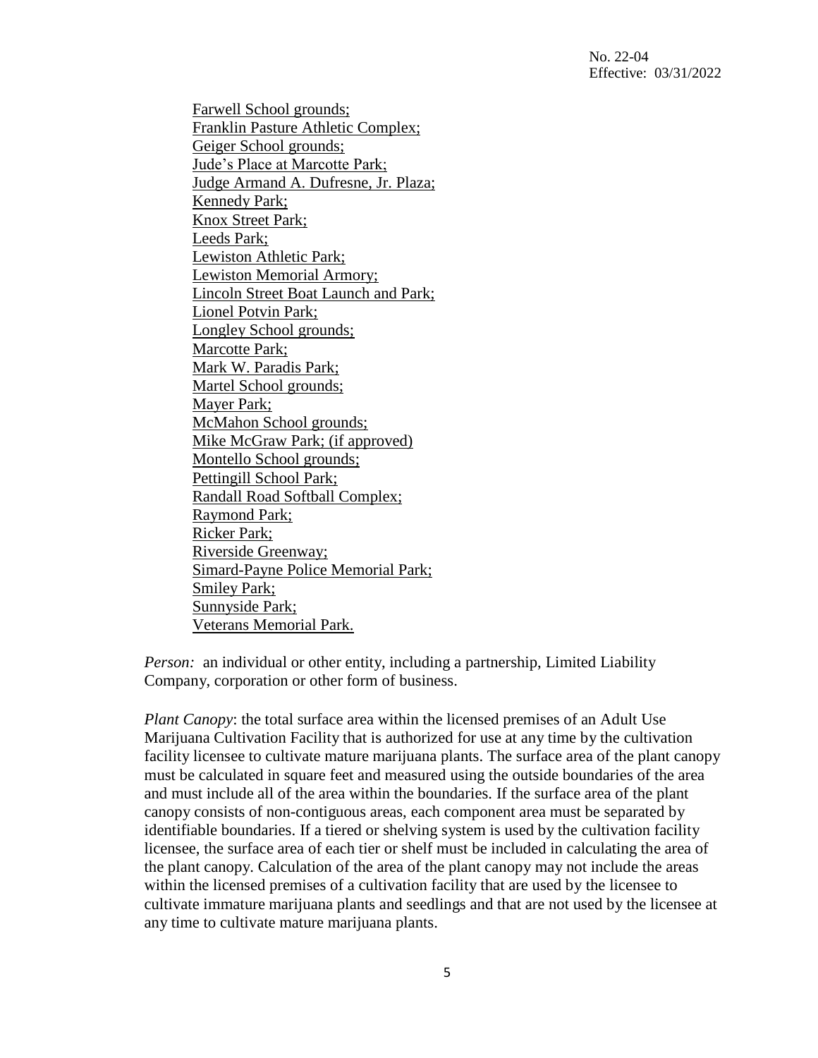Farwell School grounds;
Franklin Pasture Athletic Complex;
Geiger School grounds;
Jude's Place at Marcotte Park;
Judge Armand A. Dufresne, Jr. Plaza;
Kennedy Park;
Knox Street Park;
Leeds Park;
Lewiston Athletic Park;
Lewiston Memorial Armory;
Lincoln Street Boat Launch and Park;
Lionel Potvin Park;
Longley School grounds;
Marcotte Park;
Mark W. Paradis Park;
Martel School grounds;
Mayer Park;
McMahon School grounds;
Mike McGraw Park; (if approved)
Montello School grounds;
Pettingill School Park;
Randall Road Softball Complex;
Raymond Park;
Ricker Park;
Riverside Greenway;
Simard-Payne Police Memorial Park;
Smiley Park;
Sunnyside Park;
Veterans Memorial Park.

*Person:* an individual or other entity, including a partnership, Limited Liability Company, corporation or other form of business.

*Plant Canopy*: the total surface area within the licensed premises of an Adult Use Marijuana Cultivation Facility that is authorized for use at any time by the cultivation facility licensee to cultivate mature marijuana plants. The surface area of the plant canopy must be calculated in square feet and measured using the outside boundaries of the area and must include all of the area within the boundaries. If the surface area of the plant canopy consists of non-contiguous areas, each component area must be separated by identifiable boundaries. If a tiered or shelving system is used by the cultivation facility licensee, the surface area of each tier or shelf must be included in calculating the area of the plant canopy. Calculation of the area of the plant canopy may not include the areas within the licensed premises of a cultivation facility that are used by the licensee to cultivate immature marijuana plants and seedlings and that are not used by the licensee at any time to cultivate mature marijuana plants.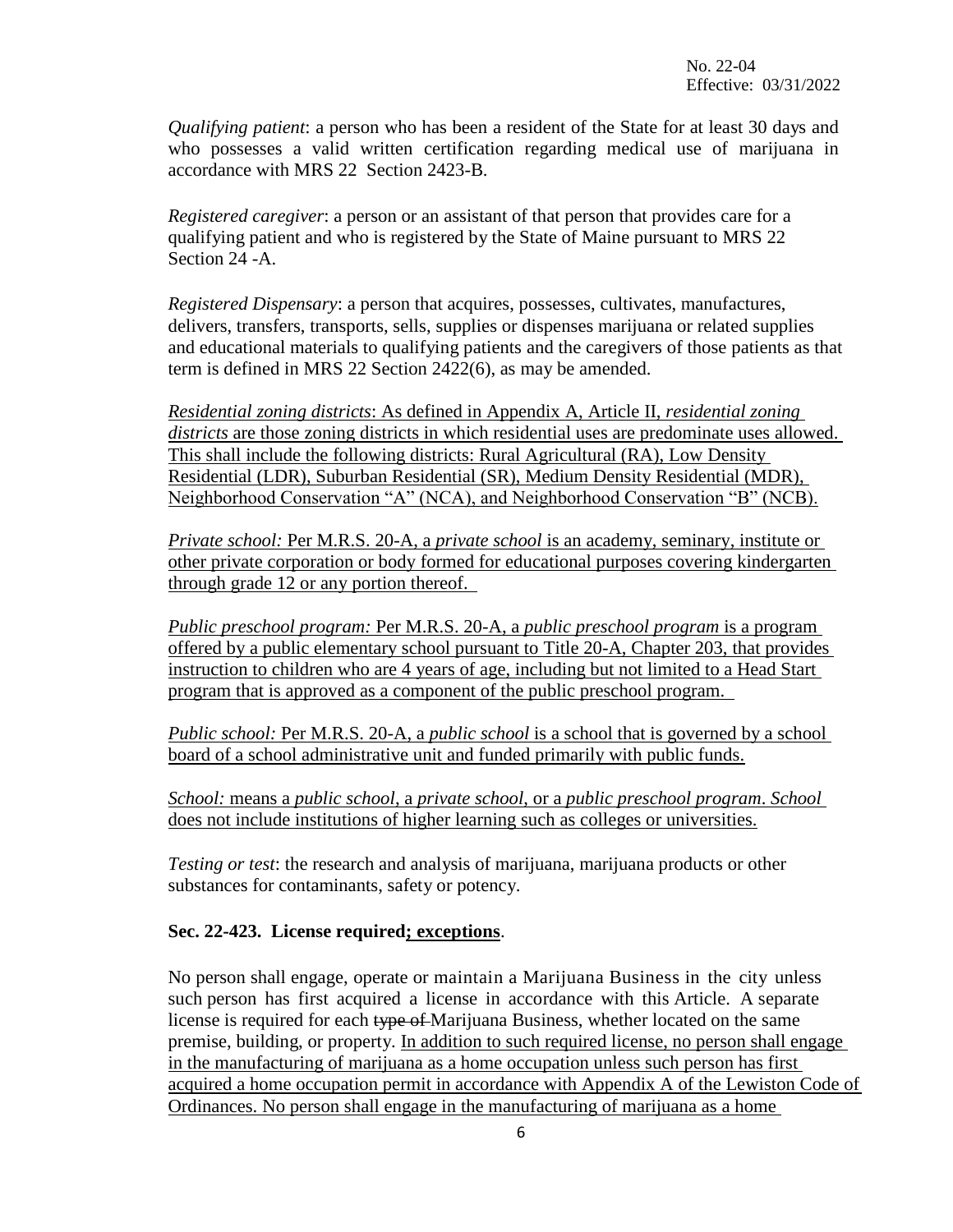*Qualifying patient*: a person who has been a resident of the State for at least 30 days and who possesses a valid written certification regarding medical use of marijuana in accordance with MRS 22 Section 2423-B.

*Registered caregiver*: a person or an assistant of that person that provides care for a qualifying patient and who is registered by the State of Maine pursuant to MRS 22 Section 24 -A.

*Registered Dispensary*: a person that acquires, possesses, cultivates, manufactures, delivers, transfers, transports, sells, supplies or dispenses marijuana or related supplies and educational materials to qualifying patients and the caregivers of those patients as that term is defined in MRS 22 Section 2422(6), as may be amended.

<u>*Residential zoning districts*: As defined in Appendix A, Article II, *residential zoning districts* are those zoning districts in which residential uses are predominate uses allowed. This shall include the following districts: Rural Agricultural (RA), Low Density Residential (LDR), Suburban Residential (SR), Medium Density Residential (MDR), Neighborhood Conservation "A" (NCA), and Neighborhood Conservation "B" (NCB).</u>

<u>*Private school:* Per M.R.S. 20-A, a *private school* is an academy, seminary, institute or other private corporation or body formed for educational purposes covering kindergarten through grade 12 or any portion thereof.</u>

<u>*Public preschool program:* Per M.R.S. 20-A, a *public preschool program* is a program offered by a public elementary school pursuant to Title 20-A, Chapter 203, that provides instruction to children who are 4 years of age, including but not limited to a Head Start program that is approved as a component of the public preschool program.</u>

<u>*Public school:* Per M.R.S. 20-A, a *public school* is a school that is governed by a school board of a school administrative unit and funded primarily with public funds.</u>

<u>*School:* means a *public school*, a *private school*, or a *public preschool program*. *School* does not include institutions of higher learning such as colleges or universities.</u>

*Testing or test*: the research and analysis of marijuana, marijuana products or other substances for contaminants, safety or potency.

**Sec. 22-423. License required<u>; exceptions</u>.**

No person shall engage, operate or maintain a Marijuana Business in the city unless such person has first acquired a license in accordance with this Article. A separate license is required for each ~~type of~~ Marijuana Business, whether located on the same premise, building, or property. <u>In addition to such required license, no person shall engage in the manufacturing of marijuana as a home occupation unless such person has first acquired a home occupation permit in accordance with Appendix A of the Lewiston Code of Ordinances. No person shall engage in the manufacturing of marijuana as a home</u>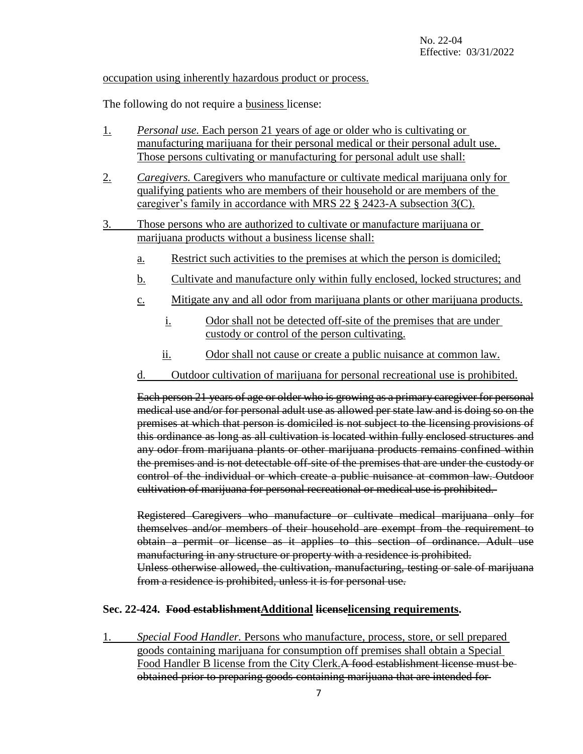occupation using inherently hazardous product or process.

The following do not require a business license:

1. *Personal use.* Each person 21 years of age or older who is cultivating or manufacturing marijuana for their personal medical or their personal adult use. Those persons cultivating or manufacturing for personal adult use shall:

2. *Caregivers.* Caregivers who manufacture or cultivate medical marijuana only for qualifying patients who are members of their household or are members of the caregiver's family in accordance with MRS 22 § 2423-A subsection 3(C).

3. Those persons who are authorized to cultivate or manufacture marijuana or marijuana products without a business license shall:

   a. Restrict such activities to the premises at which the person is domiciled;

   b. Cultivate and manufacture only within fully enclosed, locked structures; and

   c. Mitigate any and all odor from marijuana plants or other marijuana products.

      i. Odor shall not be detected off-site of the premises that are under custody or control of the person cultivating.

      ii. Odor shall not cause or create a public nuisance at common law.

   d. Outdoor cultivation of marijuana for personal recreational use is prohibited.

~~Each person 21 years of age or older who is growing as a primary caregiver for personal medical use and/or for personal adult use as allowed per state law and is doing so on the premises at which that person is domiciled is not subject to the licensing provisions of this ordinance as long as all cultivation is located within fully enclosed structures and any odor from marijuana plants or other marijuana products remains confined within the premises and is not detectable off-site of the premises that are under the custody or control of the individual or which create a public nuisance at common law. Outdoor cultivation of marijuana for personal recreational or medical use is prohibited.~~

~~Registered Caregivers who manufacture or cultivate medical marijuana only for themselves and/or members of their household are exempt from the requirement to obtain a permit or license as it applies to this section of ordinance. Adult use manufacturing in any structure or property with a residence is prohibited.~~
~~Unless otherwise allowed, the cultivation, manufacturing, testing or sale of marijuana from a residence is prohibited, unless it is for personal use.~~

**Sec. 22-424. ~~Food establishment~~Additional ~~license~~licensing requirements.**

1. *Special Food Handler.* Persons who manufacture, process, store, or sell prepared goods containing marijuana for consumption off premises shall obtain a Special Food Handler B license from the City Clerk.~~A food establishment license must be obtained prior to preparing goods containing marijuana that are intended for~~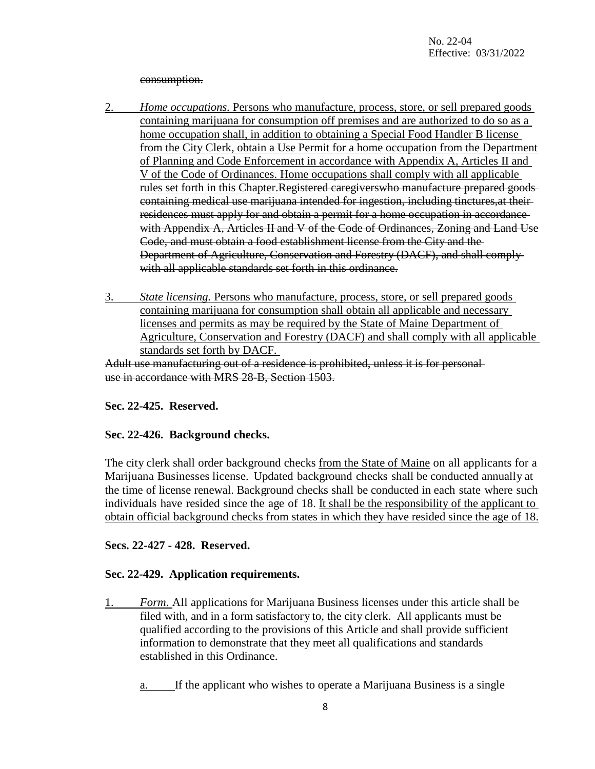~~consumption.~~

2. *Home occupations.* <u>Persons who manufacture, process, store, or sell prepared goods containing marijuana for consumption off premises and are authorized to do so as a home occupation shall, in addition to obtaining a Special Food Handler B license from the City Clerk, obtain a Use Permit for a home occupation from the Department of Planning and Code Enforcement in accordance with Appendix A, Articles II and V of the Code of Ordinances. Home occupations shall comply with all applicable rules set forth in this Chapter.</u>~~Registered caregiverswho manufacture prepared goods containing medical use marijuana intended for ingestion, including tinctures,at their residences must apply for and obtain a permit for a home occupation in accordance with Appendix A, Articles II and V of the Code of Ordinances, Zoning and Land Use Code, and must obtain a food establishment license from the City and the Department of Agriculture, Conservation and Forestry (DACF), and shall comply with all applicable standards set forth in this ordinance.~~

3. *State licensing.* <u>Persons who manufacture, process, store, or sell prepared goods containing marijuana for consumption shall obtain all applicable and necessary licenses and permits as may be required by the State of Maine Department of Agriculture, Conservation and Forestry (DACF) and shall comply with all applicable standards set forth by DACF.</u>

~~Adult use manufacturing out of a residence is prohibited, unless it is for personal use in accordance with MRS 28-B, Section 1503.~~

**Sec. 22-425. Reserved.**

**Sec. 22-426. Background checks.**

The city clerk shall order background checks <u>from the State of Maine</u> on all applicants for a Marijuana Businesses license. Updated background checks shall be conducted annually at the time of license renewal. Background checks shall be conducted in each state where such individuals have resided since the age of 18. <u>It shall be the responsibility of the applicant to obtain official background checks from states in which they have resided since the age of 18.</u>

**Secs. 22-427 - 428. Reserved.**

**Sec. 22-429. Application requirements.**

1. *Form.* All applications for Marijuana Business licenses under this article shall be filed with, and in a form satisfactory to, the city clerk. All applicants must be qualified according to the provisions of this Article and shall provide sufficient information to demonstrate that they meet all qualifications and standards established in this Ordinance.

   a. If the applicant who wishes to operate a Marijuana Business is a single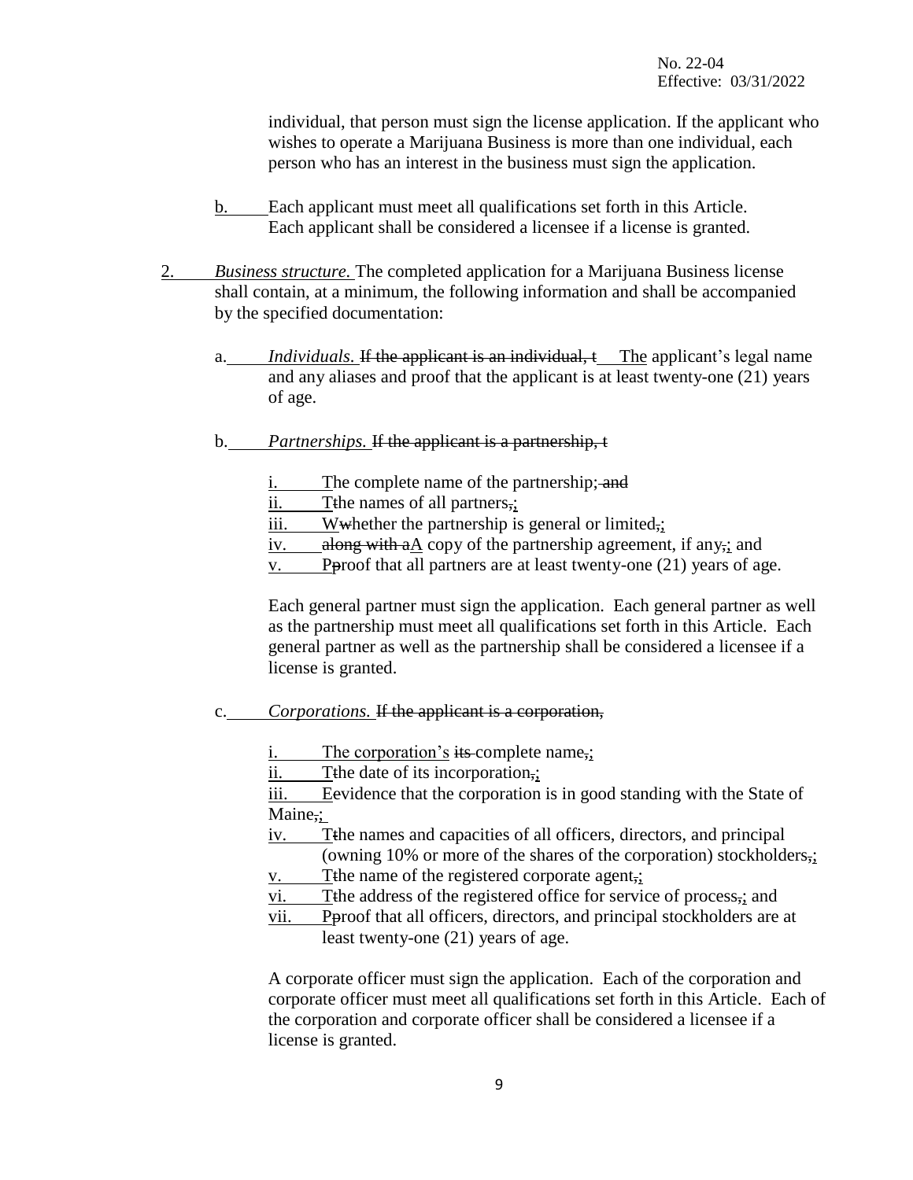individual, that person must sign the license application. If the applicant who wishes to operate a Marijuana Business is more than one individual, each person who has an interest in the business must sign the application.

b. Each applicant must meet all qualifications set forth in this Article. Each applicant shall be considered a licensee if a license is granted.

2. *Business structure.* The completed application for a Marijuana Business license shall contain, at a minimum, the following information and shall be accompanied by the specified documentation:

a. *Individuals.* ~~If the applicant is an individual, t~~ The applicant's legal name and any aliases and proof that the applicant is at least twenty-one (21) years of age.

b. *Partnerships.* ~~If the applicant is a partnership, t~~

i. The complete name of the partnership; ~~and~~
ii. T~~t~~he names of all partners~~,~~;
iii. W~~w~~hether the partnership is general or limited~~,~~;
iv. ~~along with a~~A copy of the partnership agreement, if any~~,~~; and
v. P~~p~~roof that all partners are at least twenty-one (21) years of age.

Each general partner must sign the application. Each general partner as well as the partnership must meet all qualifications set forth in this Article. Each general partner as well as the partnership shall be considered a licensee if a license is granted.

c. *Corporations.* ~~If the applicant is a corporation,~~

i. The corporation's ~~its~~ complete name~~,~~;
ii. T~~t~~he date of its incorporation~~,~~;
iii. E~~e~~vidence that the corporation is in good standing with the State of Maine~~,~~;
iv. T~~t~~he names and capacities of all officers, directors, and principal (owning 10% or more of the shares of the corporation) stockholders~~,~~;
v. T~~t~~he name of the registered corporate agent~~,~~;
vi. T~~t~~he address of the registered office for service of process~~,~~; and
vii. P~~p~~roof that all officers, directors, and principal stockholders are at least twenty-one (21) years of age.

A corporate officer must sign the application. Each of the corporation and corporate officer must meet all qualifications set forth in this Article. Each of the corporation and corporate officer shall be considered a licensee if a license is granted.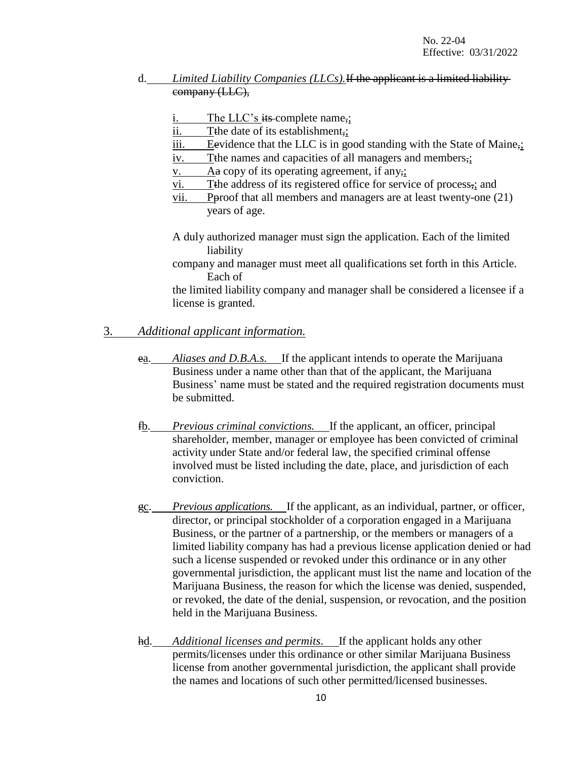d. *Limited Liability Companies (LLCs).* ~~If the applicant is a limited liability company (LLC),~~

i. The LLC's ~~its~~ complete name~~,~~;
ii. T~~t~~he date of its establishment~~,~~;
iii. E~~e~~vidence that the LLC is in good standing with the State of Maine~~,~~;
iv. T~~t~~he names and capacities of all managers and members~~,~~;
v. A~~a~~ copy of its operating agreement, if any~~,~~;
vi. T~~t~~he address of its registered office for service of process~~,~~; and
vii. P~~p~~roof that all members and managers are at least twenty-one (21) years of age.

A duly authorized manager must sign the application. Each of the limited liability company and manager must meet all qualifications set forth in this Article. Each of the limited liability company and manager shall be considered a licensee if a license is granted.

3. *Additional applicant information.*

~~e~~a. *Aliases and D.B.A.s.* If the applicant intends to operate the Marijuana Business under a name other than that of the applicant, the Marijuana Business' name must be stated and the required registration documents must be submitted.

~~f~~b. *Previous criminal convictions.* If the applicant, an officer, principal shareholder, member, manager or employee has been convicted of criminal activity under State and/or federal law, the specified criminal offense involved must be listed including the date, place, and jurisdiction of each conviction.

~~g~~c. *Previous applications.* If the applicant, as an individual, partner, or officer, director, or principal stockholder of a corporation engaged in a Marijuana Business, or the partner of a partnership, or the members or managers of a limited liability company has had a previous license application denied or had such a license suspended or revoked under this ordinance or in any other governmental jurisdiction, the applicant must list the name and location of the Marijuana Business, the reason for which the license was denied, suspended, or revoked, the date of the denial, suspension, or revocation, and the position held in the Marijuana Business.

~~h~~d. *Additional licenses and permits.* If the applicant holds any other permits/licenses under this ordinance or other similar Marijuana Business license from another governmental jurisdiction, the applicant shall provide the names and locations of such other permitted/licensed businesses.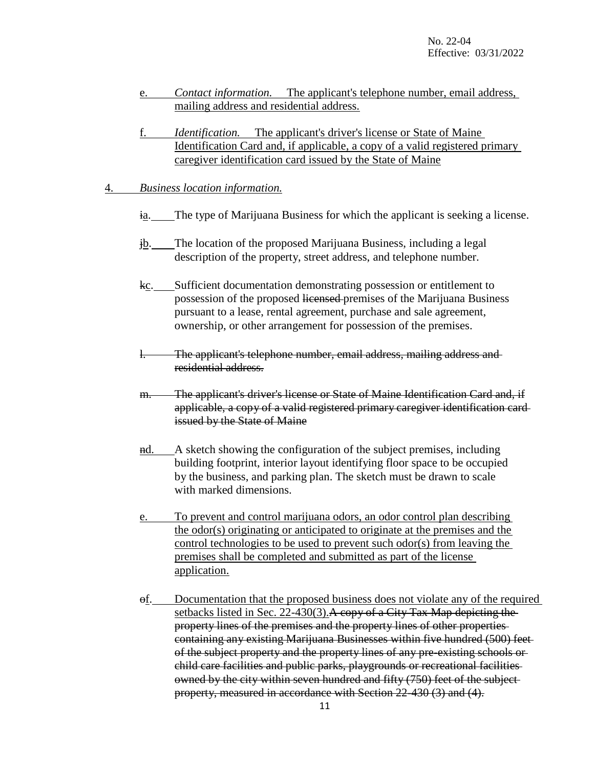e. *Contact information.* The applicant's telephone number, email address, mailing address and residential address.

f. *Identification.* The applicant's driver's license or State of Maine Identification Card and, if applicable, a copy of a valid registered primary caregiver identification card issued by the State of Maine

4. *Business location information.*

ia. The type of Marijuana Business for which the applicant is seeking a license.

jb. The location of the proposed Marijuana Business, including a legal description of the property, street address, and telephone number.

kc. Sufficient documentation demonstrating possession or entitlement to possession of the proposed ~~licensed~~ premises of the Marijuana Business pursuant to a lease, rental agreement, purchase and sale agreement, ownership, or other arrangement for possession of the premises.

~~l. The applicant's telephone number, email address, mailing address and residential address.~~

~~m. The applicant's driver's license or State of Maine Identification Card and, if applicable, a copy of a valid registered primary caregiver identification card issued by the State of Maine~~

nd. A sketch showing the configuration of the subject premises, including building footprint, interior layout identifying floor space to be occupied by the business, and parking plan. The sketch must be drawn to scale with marked dimensions.

e. To prevent and control marijuana odors, an odor control plan describing the odor(s) originating or anticipated to originate at the premises and the control technologies to be used to prevent such odor(s) from leaving the premises shall be completed and submitted as part of the license application.

of. Documentation that the proposed business does not violate any of the required setbacks listed in Sec. 22-430(3).~~A copy of a City Tax Map depicting the property lines of the premises and the property lines of other properties containing any existing Marijuana Businesses within five hundred (500) feet of the subject property and the property lines of any pre-existing schools or child care facilities and public parks, playgrounds or recreational facilities owned by the city within seven hundred and fifty (750) feet of the subject property, measured in accordance with Section 22-430 (3) and (4).~~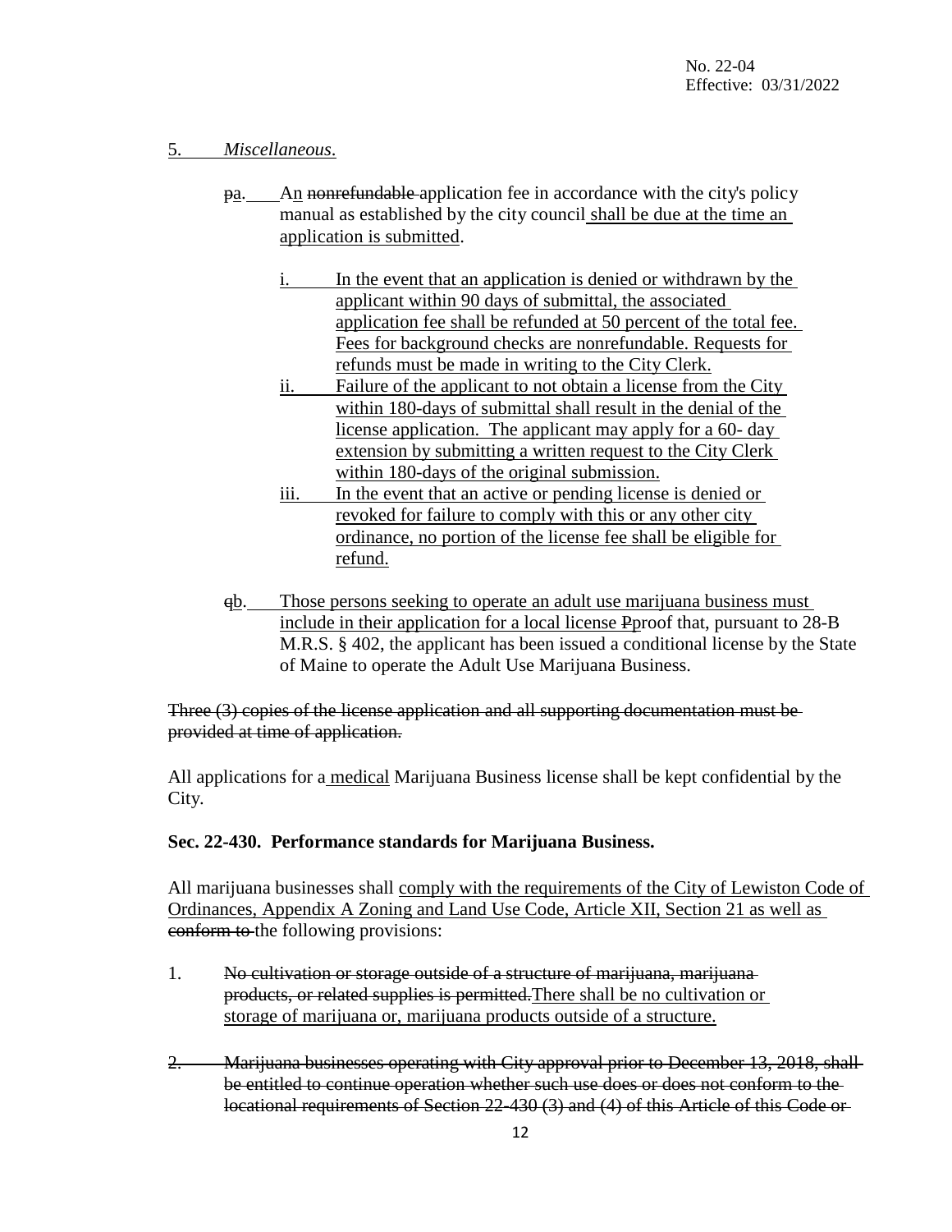5. *Miscellaneous.*

   ~~p~~<u>a</u>. A<u>n</u> ~~nonrefundable~~ application fee in accordance with the city's policy manual as established by the city council <u>shall be due at the time an application is submitted</u>.

   <u>i. In the event that an application is denied or withdrawn by the applicant within 90 days of submittal, the associated application fee shall be refunded at 50 percent of the total fee. Fees for background checks are nonrefundable. Requests for refunds must be made in writing to the City Clerk.</u>

   <u>ii. Failure of the applicant to not obtain a license from the City within 180-days of submittal shall result in the denial of the license application. The applicant may apply for a 60- day extension by submitting a written request to the City Clerk within 180-days of the original submission.</u>

   <u>iii. In the event that an active or pending license is denied or revoked for failure to comply with this or any other city ordinance, no portion of the license fee shall be eligible for refund.</u>

   ~~q~~<u>b</u>. <u>Those persons seeking to operate an adult use marijuana business must include in their application for a local license</u> ~~P~~<u>p</u>roof that, pursuant to 28-B M.R.S. § 402, the applicant has been issued a conditional license by the State of Maine to operate the Adult Use Marijuana Business.

~~Three (3) copies of the license application and all supporting documentation must be provided at time of application.~~

All applications for a <u>medical</u> Marijuana Business license shall be kept confidential by the City.

**Sec. 22-430. Performance standards for Marijuana Business.**

All marijuana businesses shall <u>comply with the requirements of the City of Lewiston Code of Ordinances, Appendix A Zoning and Land Use Code, Article XII, Section 21 as well as</u> ~~conform to~~ the following provisions:

1. ~~No cultivation or storage outside of a structure of marijuana, marijuana products, or related supplies is permitted.~~<u>There shall be no cultivation or storage of marijuana or, marijuana products outside of a structure.</u>

2. ~~Marijuana businesses operating with City approval prior to December 13, 2018, shall be entitled to continue operation whether such use does or does not conform to the locational requirements of Section 22-430 (3) and (4) of this Article of this Code or~~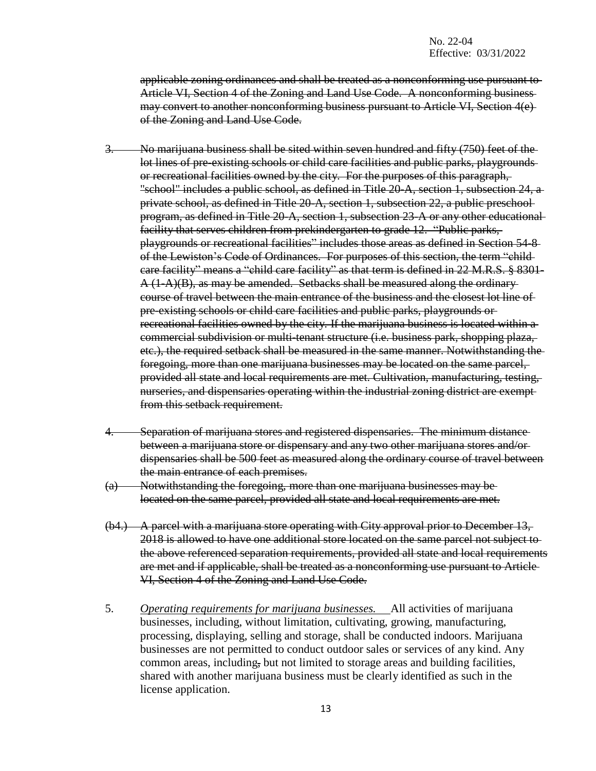~~applicable zoning ordinances and shall be treated as a nonconforming use pursuant to Article VI, Section 4 of the Zoning and Land Use Code. A nonconforming business may convert to another nonconforming business pursuant to Article VI, Section 4(e) of the Zoning and Land Use Code.~~

~~3. No marijuana business shall be sited within seven hundred and fifty (750) feet of the lot lines of pre-existing schools or child care facilities and public parks, playgrounds or recreational facilities owned by the city. For the purposes of this paragraph, "school" includes a public school, as defined in Title 20-A, section 1, subsection 24, a private school, as defined in Title 20-A, section 1, subsection 22, a public preschool program, as defined in Title 20-A, section 1, subsection 23-A or any other educational facility that serves children from prekindergarten to grade 12. "Public parks, playgrounds or recreational facilities" includes those areas as defined in Section 54-8 of the Lewiston's Code of Ordinances. For purposes of this section, the term "child care facility" means a "child care facility" as that term is defined in 22 M.R.S. § 8301-A (1-A)(B), as may be amended. Setbacks shall be measured along the ordinary course of travel between the main entrance of the business and the closest lot line of pre-existing schools or child care facilities and public parks, playgrounds or recreational facilities owned by the city. If the marijuana business is located within a commercial subdivision or multi-tenant structure (i.e. business park, shopping plaza, etc.), the required setback shall be measured in the same manner. Notwithstanding the foregoing, more than one marijuana businesses may be located on the same parcel, provided all state and local requirements are met. Cultivation, manufacturing, testing, nurseries, and dispensaries operating within the industrial zoning district are exempt from this setback requirement.~~

~~4. Separation of marijuana stores and registered dispensaries. The minimum distance between a marijuana store or dispensary and any two other marijuana stores and/or dispensaries shall be 500 feet as measured along the ordinary course of travel between the main entrance of each premises.~~

~~(a) Notwithstanding the foregoing, more than one marijuana businesses may be located on the same parcel, provided all state and local requirements are met.~~

~~(b4.) A parcel with a marijuana store operating with City approval prior to December 13, 2018 is allowed to have one additional store located on the same parcel not subject to the above referenced separation requirements, provided all state and local requirements are met and if applicable, shall be treated as a nonconforming use pursuant to Article VI, Section 4 of the Zoning and Land Use Code.~~

5. *Operating requirements for marijuana businesses.* All activities of marijuana businesses, including, without limitation, cultivating, growing, manufacturing, processing, displaying, selling and storage, shall be conducted indoors. Marijuana businesses are not permitted to conduct outdoor sales or services of any kind. Any common areas, including~~,~~ but not limited to storage areas and building facilities, shared with another marijuana business must be clearly identified as such in the license application.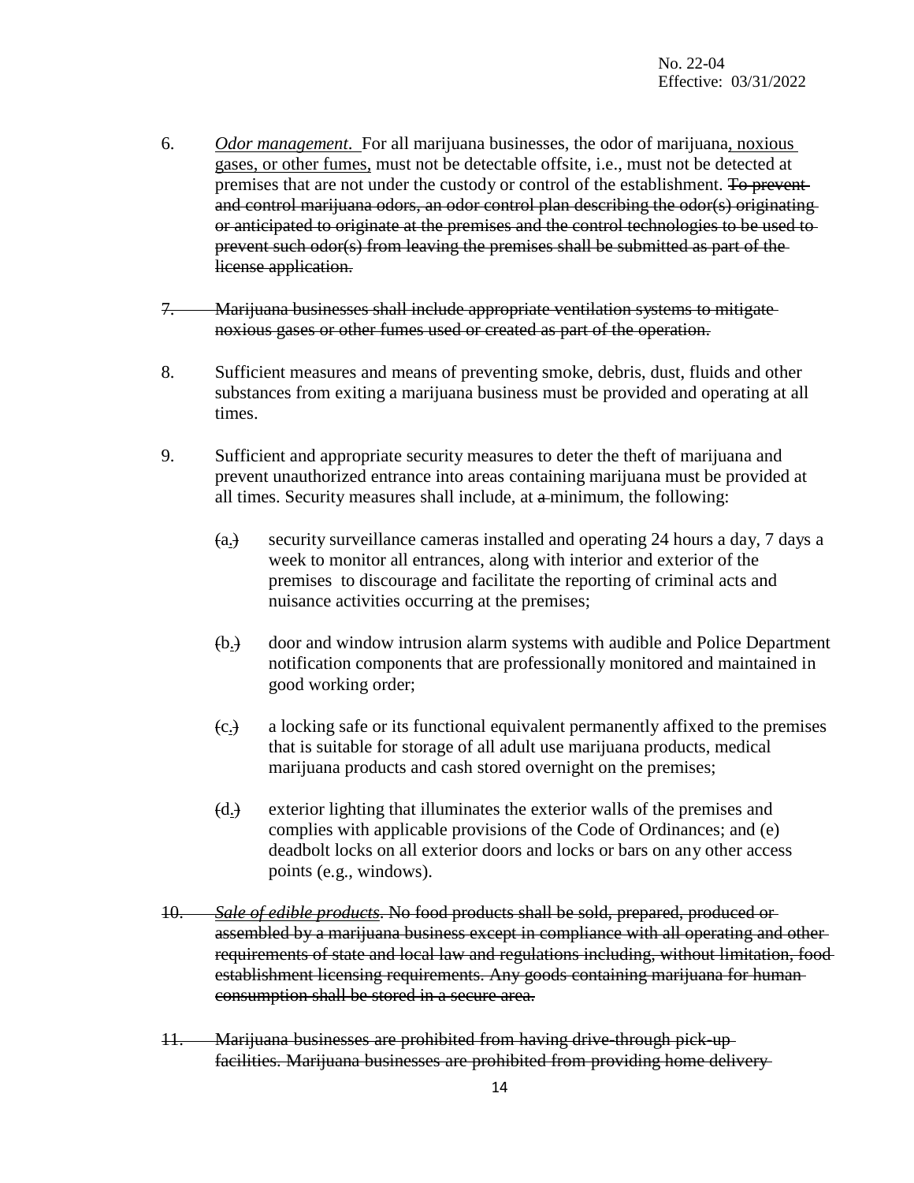No. 22-04
Effective: 03/31/2022

6. *Odor management.* For all marijuana businesses, the odor of marijuana<u>, noxious gases, or other fumes,</u> must not be detectable offsite, i.e., must not be detected at premises that are not under the custody or control of the establishment. ~~To prevent and control marijuana odors, an odor control plan describing the odor(s) originating or anticipated to originate at the premises and the control technologies to be used to prevent such odor(s) from leaving the premises shall be submitted as part of the license application.~~

~~7. Marijuana businesses shall include appropriate ventilation systems to mitigate noxious gases or other fumes used or created as part of the operation.~~

8. Sufficient measures and means of preventing smoke, debris, dust, fluids and other substances from exiting a marijuana business must be provided and operating at all times.

9. Sufficient and appropriate security measures to deter the theft of marijuana and prevent unauthorized entrance into areas containing marijuana must be provided at all times. Security measures shall include, at ~~a~~ minimum, the following:

   ~~(~~a.~~)~~ security surveillance cameras installed and operating 24 hours a day, 7 days a week to monitor all entrances, along with interior and exterior of the premises to discourage and facilitate the reporting of criminal acts and nuisance activities occurring at the premises;

   ~~(~~b.~~)~~ door and window intrusion alarm systems with audible and Police Department notification components that are professionally monitored and maintained in good working order;

   ~~(~~c.~~)~~ a locking safe or its functional equivalent permanently affixed to the premises that is suitable for storage of all adult use marijuana products, medical marijuana products and cash stored overnight on the premises;

   ~~(~~d.~~)~~ exterior lighting that illuminates the exterior walls of the premises and complies with applicable provisions of the Code of Ordinances; and (e) deadbolt locks on all exterior doors and locks or bars on any other access points (e.g., windows).

~~10. *Sale of edible products*. No food products shall be sold, prepared, produced or assembled by a marijuana business except in compliance with all operating and other requirements of state and local law and regulations including, without limitation, food establishment licensing requirements. Any goods containing marijuana for human consumption shall be stored in a secure area.~~

~~11. Marijuana businesses are prohibited from having drive-through pick-up facilities. Marijuana businesses are prohibited from providing home delivery~~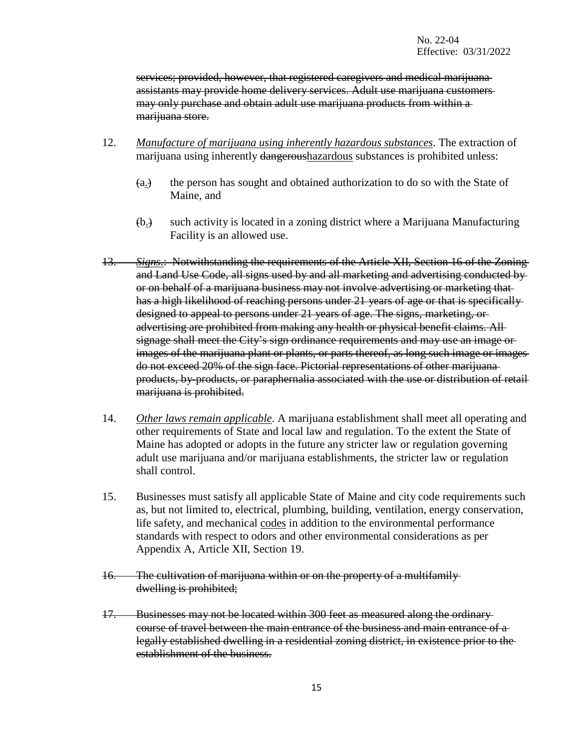~~services; provided, however, that registered caregivers and medical marijuana assistants may provide home delivery services. Adult use marijuana customers may only purchase and obtain adult use marijuana products from within a marijuana store.~~

12. *Manufacture of marijuana using inherently hazardous substances*. The extraction of marijuana using inherently ~~dangerous~~hazardous substances is prohibited unless:

    (a.) the person has sought and obtained authorization to do so with the State of Maine, and

    (b.) such activity is located in a zoning district where a Marijuana Manufacturing Facility is an allowed use.

13. ~~*Signs.*: Notwithstanding the requirements of the Article XII, Section 16 of the Zoning and Land Use Code, all signs used by and all marketing and advertising conducted by or on behalf of a marijuana business may not involve advertising or marketing that has a high likelihood of reaching persons under 21 years of age or that is specifically designed to appeal to persons under 21 years of age. The signs, marketing, or advertising are prohibited from making any health or physical benefit claims. All signage shall meet the City's sign ordinance requirements and may use an image or images of the marijuana plant or plants, or parts thereof, as long such image or images do not exceed 20% of the sign face. Pictorial representations of other marijuana products, by-products, or paraphernalia associated with the use or distribution of retail marijuana is prohibited.~~

14. *Other laws remain applicable*. A marijuana establishment shall meet all operating and other requirements of State and local law and regulation. To the extent the State of Maine has adopted or adopts in the future any stricter law or regulation governing adult use marijuana and/or marijuana establishments, the stricter law or regulation shall control.

15. Businesses must satisfy all applicable State of Maine and city code requirements such as, but not limited to, electrical, plumbing, building, ventilation, energy conservation, life safety, and mechanical codes in addition to the environmental performance standards with respect to odors and other environmental considerations as per Appendix A, Article XII, Section 19.

16. ~~The cultivation of marijuana within or on the property of a multifamily dwelling is prohibited;~~

17. ~~Businesses may not be located within 300 feet as measured along the ordinary course of travel between the main entrance of the business and main entrance of a legally established dwelling in a residential zoning district, in existence prior to the establishment of the business.~~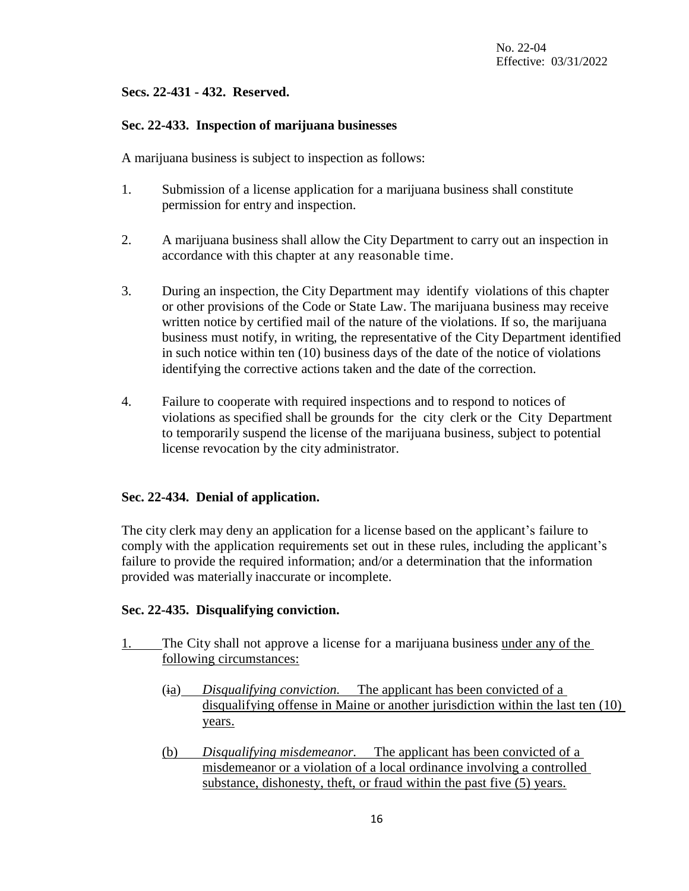No. 22-04
Effective: 03/31/2022

**Secs. 22-431 - 432. Reserved.**

**Sec. 22-433. Inspection of marijuana businesses**

A marijuana business is subject to inspection as follows:

1. Submission of a license application for a marijuana business shall constitute permission for entry and inspection.

2. A marijuana business shall allow the City Department to carry out an inspection in accordance with this chapter at any reasonable time.

3. During an inspection, the City Department may identify violations of this chapter or other provisions of the Code or State Law. The marijuana business may receive written notice by certified mail of the nature of the violations. If so, the marijuana business must notify, in writing, the representative of the City Department identified in such notice within ten (10) business days of the date of the notice of violations identifying the corrective actions taken and the date of the correction.

4. Failure to cooperate with required inspections and to respond to notices of violations as specified shall be grounds for the city clerk or the City Department to temporarily suspend the license of the marijuana business, subject to potential license revocation by the city administrator.

**Sec. 22-434. Denial of application.**

The city clerk may deny an application for a license based on the applicant's failure to comply with the application requirements set out in these rules, including the applicant's failure to provide the required information; and/or a determination that the information provided was materially inaccurate or incomplete.

**Sec. 22-435. Disqualifying conviction.**

1. The City shall not approve a license for a marijuana business under any of the following circumstances:

   (~~i~~a) *Disqualifying conviction.* The applicant has been convicted of a disqualifying offense in Maine or another jurisdiction within the last ten (10) years.

   (b) *Disqualifying misdemeanor.* The applicant has been convicted of a misdemeanor or a violation of a local ordinance involving a controlled substance, dishonesty, theft, or fraud within the past five (5) years.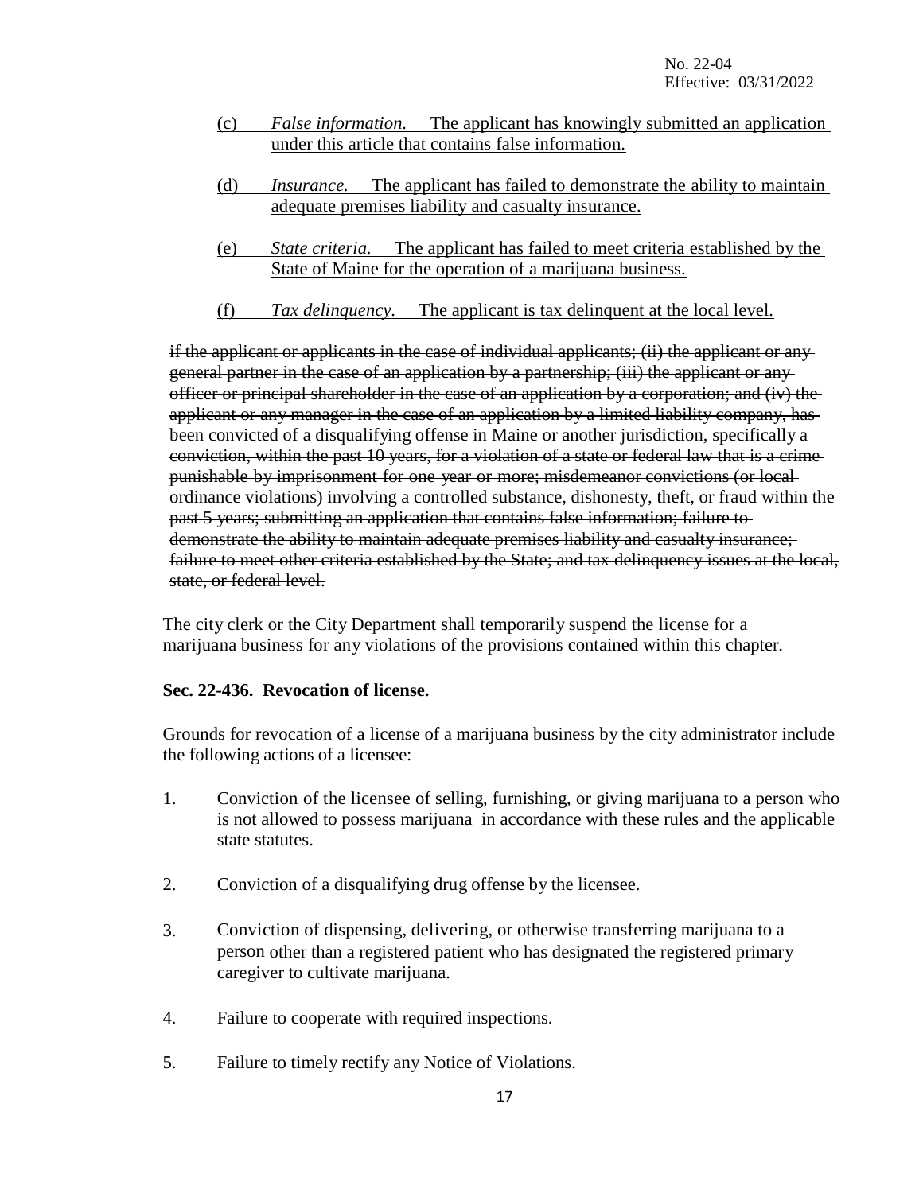No. 22-04
Effective: 03/31/2022

(c) *False information.* The applicant has knowingly submitted an application under this article that contains false information.

(d) *Insurance.* The applicant has failed to demonstrate the ability to maintain adequate premises liability and casualty insurance.

(e) *State criteria.* The applicant has failed to meet criteria established by the State of Maine for the operation of a marijuana business.

(f) *Tax delinquency.* The applicant is tax delinquent at the local level.

~~if the applicant or applicants in the case of individual applicants; (ii) the applicant or any general partner in the case of an application by a partnership; (iii) the applicant or any officer or principal shareholder in the case of an application by a corporation; and (iv) the applicant or any manager in the case of an application by a limited liability company, has been convicted of a disqualifying offense in Maine or another jurisdiction, specifically a conviction, within the past 10 years, for a violation of a state or federal law that is a crime punishable by imprisonment for one year or more; misdemeanor convictions (or local ordinance violations) involving a controlled substance, dishonesty, theft, or fraud within the past 5 years; submitting an application that contains false information; failure to demonstrate the ability to maintain adequate premises liability and casualty insurance; failure to meet other criteria established by the State; and tax delinquency issues at the local, state, or federal level.~~

The city clerk or the City Department shall temporarily suspend the license for a marijuana business for any violations of the provisions contained within this chapter.

**Sec. 22-436. Revocation of license.**

Grounds for revocation of a license of a marijuana business by the city administrator include the following actions of a licensee:

1. Conviction of the licensee of selling, furnishing, or giving marijuana to a person who is not allowed to possess marijuana in accordance with these rules and the applicable state statutes.

2. Conviction of a disqualifying drug offense by the licensee.

3. Conviction of dispensing, delivering, or otherwise transferring marijuana to a person other than a registered patient who has designated the registered primary caregiver to cultivate marijuana.

4. Failure to cooperate with required inspections.

5. Failure to timely rectify any Notice of Violations.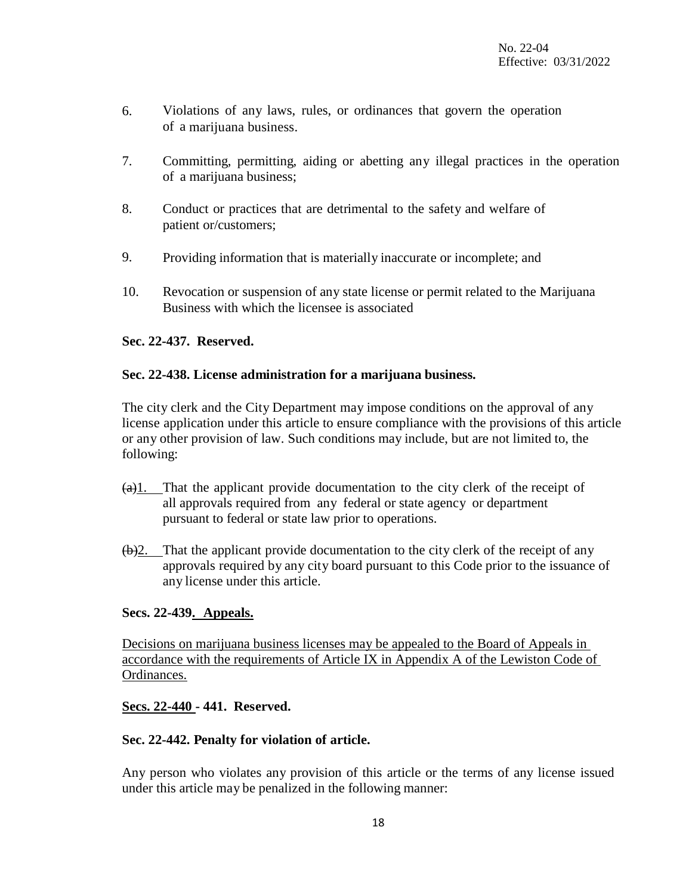6. Violations of any laws, rules, or ordinances that govern the operation of a marijuana business.

7. Committing, permitting, aiding or abetting any illegal practices in the operation of a marijuana business;

8. Conduct or practices that are detrimental to the safety and welfare of patient or/customers;

9. Providing information that is materially inaccurate or incomplete; and

10. Revocation or suspension of any state license or permit related to the Marijuana Business with which the licensee is associated

**Sec. 22-437. Reserved.**

**Sec. 22-438. License administration for a marijuana business.**

The city clerk and the City Department may impose conditions on the approval of any license application under this article to ensure compliance with the provisions of this article or any other provision of law. Such conditions may include, but are not limited to, the following:

~~(a)~~1. That the applicant provide documentation to the city clerk of the receipt of all approvals required from any federal or state agency or department pursuant to federal or state law prior to operations.

~~(b)~~2. That the applicant provide documentation to the city clerk of the receipt of any approvals required by any city board pursuant to this Code prior to the issuance of any license under this article.

**Secs. 22-439. Appeals.**

Decisions on marijuana business licenses may be appealed to the Board of Appeals in accordance with the requirements of Article IX in Appendix A of the Lewiston Code of Ordinances.

**Secs. 22-440 - 441. Reserved.**

**Sec. 22-442. Penalty for violation of article.**

Any person who violates any provision of this article or the terms of any license issued under this article may be penalized in the following manner: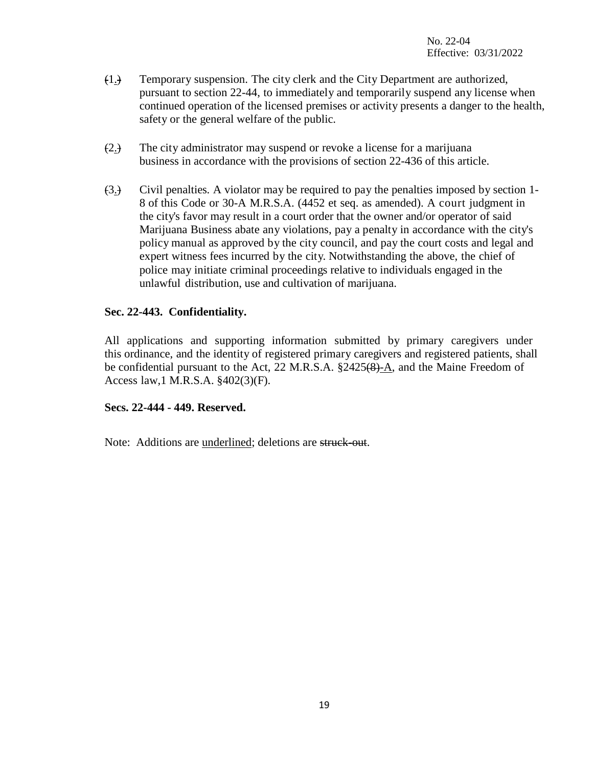~~(~~1<u>.</u>~~)~~ Temporary suspension. The city clerk and the City Department are authorized, pursuant to section 22-44, to immediately and temporarily suspend any license when continued operation of the licensed premises or activity presents a danger to the health, safety or the general welfare of the public.

~~(~~2<u>.</u>~~)~~ The city administrator may suspend or revoke a license for a marijuana business in accordance with the provisions of section 22-436 of this article.

~~(~~3<u>.</u>~~)~~ Civil penalties. A violator may be required to pay the penalties imposed by section 1-8 of this Code or 30-A M.R.S.A. (4452 et seq. as amended). A court judgment in the city's favor may result in a court order that the owner and/or operator of said Marijuana Business abate any violations, pay a penalty in accordance with the city's policy manual as approved by the city council, and pay the court costs and legal and expert witness fees incurred by the city. Notwithstanding the above, the chief of police may initiate criminal proceedings relative to individuals engaged in the unlawful distribution, use and cultivation of marijuana.

**Sec. 22-443. Confidentiality.**

All applications and supporting information submitted by primary caregivers under this ordinance, and the identity of registered primary caregivers and registered patients, shall be confidential pursuant to the Act, 22 M.R.S.A. §2425~~(8)~~<u>-A</u>, and the Maine Freedom of Access law,1 M.R.S.A. §402(3)(F).

**Secs. 22-444 - 449. Reserved.**

Note: Additions are <u>underlined</u>; deletions are ~~struck-out~~.